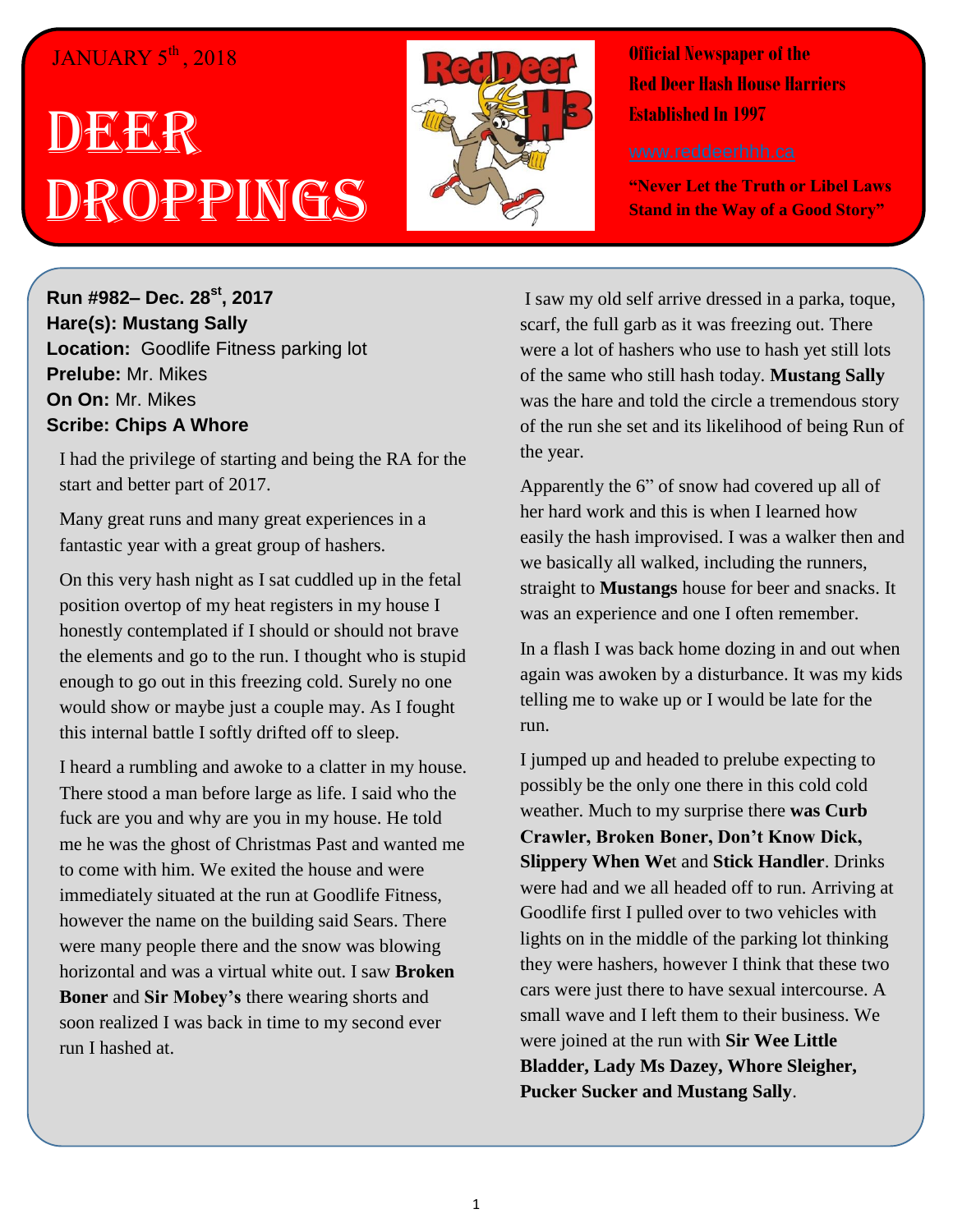JANUARY 5th, 2018

# DEER DROPPINGS

**Official Newspaper of the Red Deer Hash House Harriers Established In 1997**

www.reddeerhhh.ca

**"Never Let the Truth or Libel Laws Stand in the Way of a Good Story"**

**Run #982– Dec. 28st, 2017**
**Hare(s): Mustang Sally**
**Location:** Goodlife Fitness parking lot
**Prelube:** Mr. Mikes
**On On:** Mr. Mikes
**Scribe: Chips A Whore**

I had the privilege of starting and being the RA for the start and better part of 2017.

Many great runs and many great experiences in a fantastic year with a great group of hashers.

On this very hash night as I sat cuddled up in the fetal position overtop of my heat registers in my house I honestly contemplated if I should or should not brave the elements and go to the run. I thought who is stupid enough to go out in this freezing cold. Surely no one would show or maybe just a couple may. As I fought this internal battle I softly drifted off to sleep.

I heard a rumbling and awoke to a clatter in my house. There stood a man before large as life. I said who the fuck are you and why are you in my house. He told me he was the ghost of Christmas Past and wanted me to come with him. We exited the house and were immediately situated at the run at Goodlife Fitness, however the name on the building said Sears. There were many people there and the snow was blowing horizontal and was a virtual white out. I saw **Broken Boner** and **Sir Mobey's** there wearing shorts and soon realized I was back in time to my second ever run I hashed at.

I saw my old self arrive dressed in a parka, toque, scarf, the full garb as it was freezing out. There were a lot of hashers who use to hash yet still lots of the same who still hash today. **Mustang Sally** was the hare and told the circle a tremendous story of the run she set and its likelihood of being Run of the year.

Apparently the 6" of snow had covered up all of her hard work and this is when I learned how easily the hash improvised. I was a walker then and we basically all walked, including the runners, straight to **Mustangs** house for beer and snacks. It was an experience and one I often remember.

In a flash I was back home dozing in and out when again was awoken by a disturbance. It was my kids telling me to wake up or I would be late for the run.

I jumped up and headed to prelube expecting to possibly be the only one there in this cold cold weather. Much to my surprise there **was Curb Crawler, Broken Boner, Don't Know Dick, Slippery When We**t and **Stick Handler**. Drinks were had and we all headed off to run. Arriving at Goodlife first I pulled over to two vehicles with lights on in the middle of the parking lot thinking they were hashers, however I think that these two cars were just there to have sexual intercourse. A small wave and I left them to their business. We were joined at the run with **Sir Wee Little Bladder, Lady Ms Dazey, Whore Sleigher, Pucker Sucker and Mustang Sally**.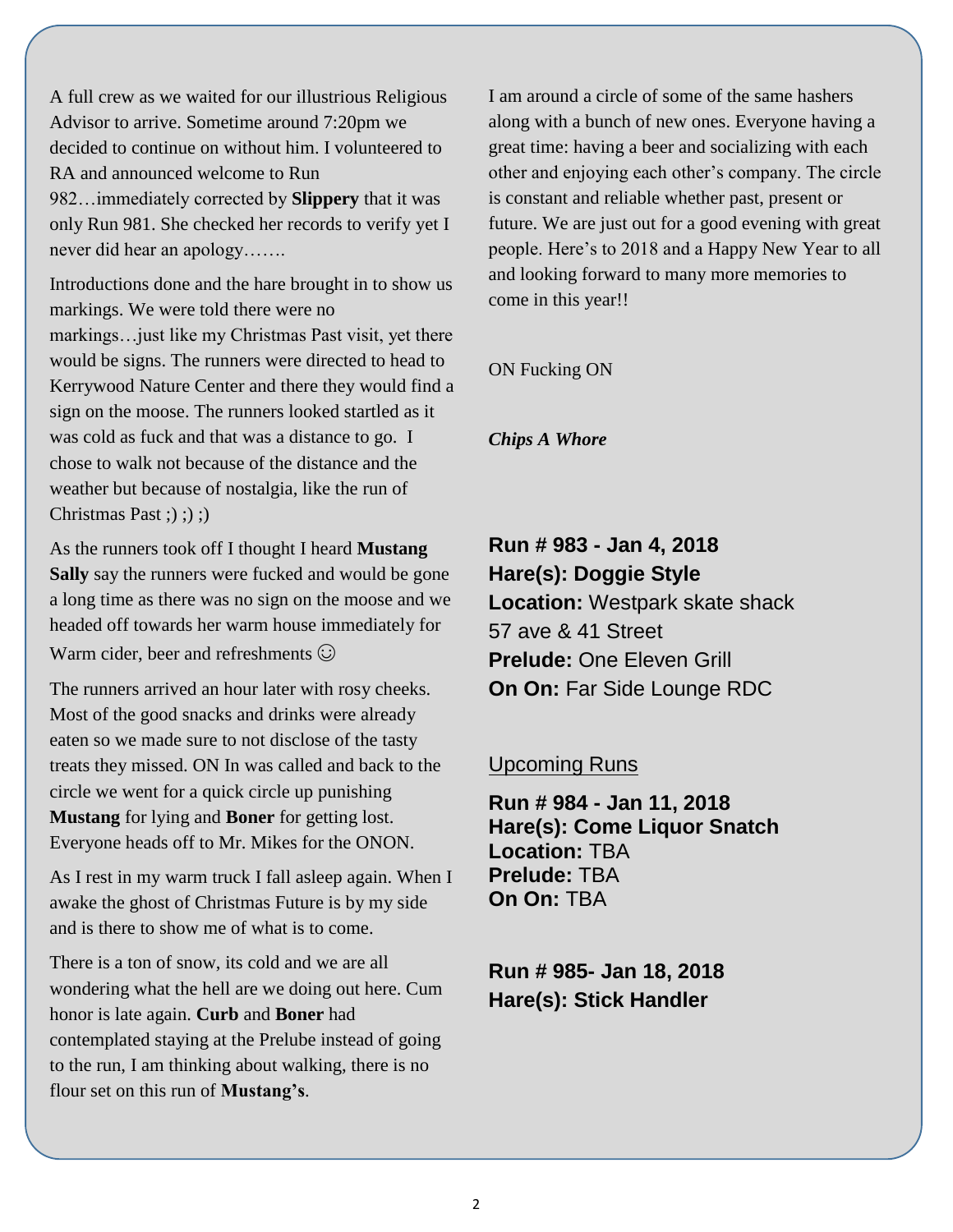A full crew as we waited for our illustrious Religious Advisor to arrive. Sometime around 7:20pm we decided to continue on without him. I volunteered to RA and announced welcome to Run 982…immediately corrected by **Slippery** that it was only Run 981. She checked her records to verify yet I never did hear an apology…….

Introductions done and the hare brought in to show us markings. We were told there were no markings…just like my Christmas Past visit, yet there would be signs. The runners were directed to head to Kerrywood Nature Center and there they would find a sign on the moose. The runners looked startled as it was cold as fuck and that was a distance to go. I chose to walk not because of the distance and the weather but because of nostalgia, like the run of Christmas Past ;) ;) ;)

As the runners took off I thought I heard **Mustang Sally** say the runners were fucked and would be gone a long time as there was no sign on the moose and we headed off towards her warm house immediately for Warm cider, beer and refreshments ☺

The runners arrived an hour later with rosy cheeks. Most of the good snacks and drinks were already eaten so we made sure to not disclose of the tasty treats they missed. ON In was called and back to the circle we went for a quick circle up punishing **Mustang** for lying and **Boner** for getting lost. Everyone heads off to Mr. Mikes for the ONON.

As I rest in my warm truck I fall asleep again. When I awake the ghost of Christmas Future is by my side and is there to show me of what is to come.

There is a ton of snow, its cold and we are all wondering what the hell are we doing out here. Cum honor is late again. **Curb** and **Boner** had contemplated staying at the Prelube instead of going to the run, I am thinking about walking, there is no flour set on this run of **Mustang's**.

I am around a circle of some of the same hashers along with a bunch of new ones. Everyone having a great time: having a beer and socializing with each other and enjoying each other's company. The circle is constant and reliable whether past, present or future. We are just out for a good evening with great people. Here's to 2018 and a Happy New Year to all and looking forward to many more memories to come in this year!!

ON Fucking ON

***Chips A Whore***

**Run # 983 - Jan 4, 2018**
**Hare(s): Doggie Style**
**Location:** Westpark skate shack
57 ave & 41 Street
**Prelude:** One Eleven Grill
**On On:** Far Side Lounge RDC

Upcoming Runs

**Run # 984 - Jan 11, 2018**
**Hare(s): Come Liquor Snatch**
**Location:** TBA
**Prelude:** TBA
**On On:** TBA

**Run # 985- Jan 18, 2018**
**Hare(s): Stick Handler**